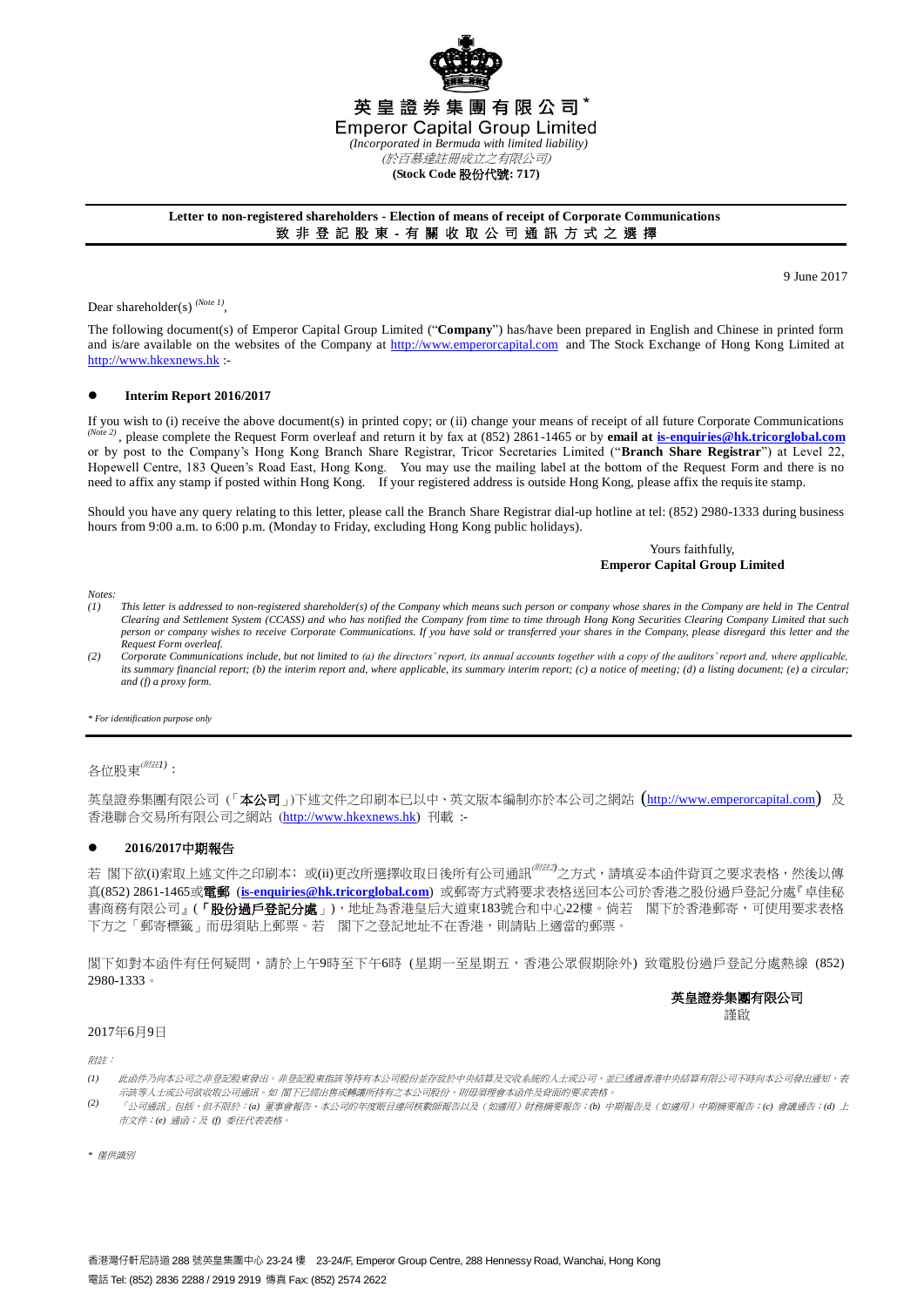# 英皇證券集團有限公司*

# Emperor Capital Group Limited

*(Incorporated in Bermuda with limited liability)*
*(於百慕達註冊成立之有限公司)*
**(Stock Code 股份代號: 717)**

---

**Letter to non-registered shareholders - Election of means of receipt of Corporate Communications**
**致 非 登 記 股 東 - 有 關 收 取 公 司 通 訊 方 式 之 選 擇**

---

9 June 2017

Dear shareholder(s) *(Note 1)*,

The following document(s) of Emperor Capital Group Limited ("**Company**") has/have been prepared in English and Chinese in printed form and is/are available on the websites of the Company at http://www.emperorcapital.com and The Stock Exchange of Hong Kong Limited at http://www.hkexnews.hk :-

- **Interim Report 2016/2017**

If you wish to (i) receive the above document(s) in printed copy; or (ii) change your means of receipt of all future Corporate Communications *(Note 2)*, please complete the Request Form overleaf and return it by fax at (852) 2861-1465 or by **email at is-enquiries@hk.tricorglobal.com** or by post to the Company's Hong Kong Branch Share Registrar, Tricor Secretaries Limited ("**Branch Share Registrar**") at Level 22, Hopewell Centre, 183 Queen's Road East, Hong Kong. You may use the mailing label at the bottom of the Request Form and there is no need to affix any stamp if posted within Hong Kong. If your registered address is outside Hong Kong, please affix the requisite stamp.

Should you have any query relating to this letter, please call the Branch Share Registrar dial-up hotline at tel: (852) 2980-1333 during business hours from 9:00 a.m. to 6:00 p.m. (Monday to Friday, excluding Hong Kong public holidays).

Yours faithfully,
**Emperor Capital Group Limited**

*Notes:*

*(1) This letter is addressed to non-registered shareholder(s) of the Company which means such person or company whose shares in the Company are held in The Central Clearing and Settlement System (CCASS) and who has notified the Company from time to time through Hong Kong Securities Clearing Company Limited that such person or company wishes to receive Corporate Communications. If you have sold or transferred your shares in the Company, please disregard this letter and the Request Form overleaf.*

*(2) Corporate Communications include, but not limited to (a) the directors' report, its annual accounts together with a copy of the auditors' report and, where applicable, its summary financial report; (b) the interim report and, where applicable, its summary interim report; (c) a notice of meeting; (d) a listing document; (e) a circular; and (f) a proxy form.*

*\* For identification purpose only*

---

各位股東*(附註1)*：

英皇證券集團有限公司（「**本公司**」)下述文件之印刷本已以中、英文版本編制亦於本公司之網站 (http://www.emperorcapital.com) 及香港聯合交易所有限公司之網站（http://www.hkexnews.hk）刊載 :-

- **2016/2017中期報告**

若 閣下欲(i)索取上述文件之印刷本；或(ii)更改所選擇收取日後所有公司通訊*(附註2)*之方式，請填妥本函件背頁之要求表格，然後以傳真(852) 2861-1465或**電郵**（**is-enquiries@hk.tricorglobal.com**）或郵寄方式將要求表格送回本公司於香港之股份過戶登記分處『卓佳秘書商務有限公司』(「**股份過戶登記分處**」)，地址為香港皇后大道東183號合和中心22樓。倘若 閣下於香港郵寄，可使用要求表格下方之「郵寄標籤」而毋須貼上郵票。若 閣下之登記地址不在香港，則請貼上適當的郵票。

閣下如對本函件有任何疑問，請於上午9時至下午6時（星期一至星期五，香港公眾假期除外）致電股份過戶登記分處熱線 (852) 2980-1333。

**英皇證券集團有限公司**
謹啟

2017年6月9日

*附註：*

*(1) 此函件乃向本公司之非登記股東發出。非登記股東指該等持有本公司股份並存放於中央結算及交收系統的人士或公司，並已透過香港中央結算有限公司不時向本公司發出通知，表示該等人士或公司欲收取公司通訊。如 閣下已經出售或轉讓所持有之本公司股份，則毋須理會本函件及背面的要求表格。*

*(2) 「公司通訊」包括，但不限於：(a) 董事會報告、本公司的年度賬目連同核數師報告以及（如適用）財務摘要報告；(b) 中期報告及（如適用）中期摘要報告；(c) 會議通告；(d) 上市文件；(e) 通函；及 (f) 委任代表表格。*

*\* 僅供識別*

香港灣仔軒尼詩道 288 號英皇集團中心 23-24 樓 23-24/F, Emperor Group Centre, 288 Hennessy Road, Wanchai, Hong Kong
電話 Tel: (852) 2836 2288 / 2919 2919 傳真 Fax: (852) 2574 2622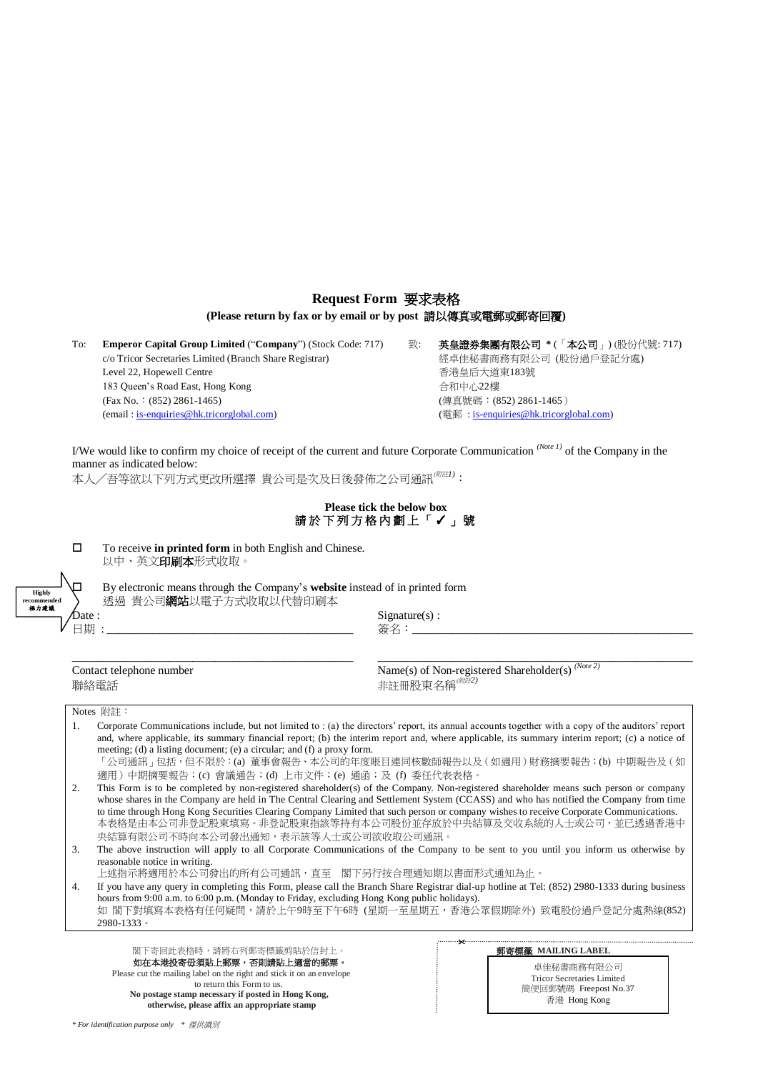# Request Form 要求表格

**(Please return by fax or by email or by post 請以傳真或電郵或郵寄回覆)**

To: **Emperor Capital Group Limited** ("**Company**") (Stock Code: 717)
c/o Tricor Secretaries Limited (Branch Share Registrar)
Level 22, Hopewell Centre
183 Queen's Road East, Hong Kong
(Fax No.：(852) 2861-1465)
(email : is-enquiries@hk.tricorglobal.com)

致: **英皇證券集團有限公司** *(「**本公司**」) (股份代號: 717)
經卓佳秘書商務有限公司 (股份過戶登記分處)
香港皇后大道東183號
合和中心22樓
(傳真號碼：(852) 2861-1465)
(電郵 ：is-enquiries@hk.tricorglobal.com)

I/We would like to confirm my choice of receipt of the current and future Corporate Communication *(Note 1)* of the Company in the manner as indicated below:
本人╱吾等欲以下列方式更改所選擇 貴公司是次及日後發佈之公司通訊*(附註1)*：

**Please tick the below box**
**請於下列方格內劃上「✓」號**

☐ To receive **in printed form** in both English and Chinese.
以中、英文**印刷本**形式收取。

**Highly recommended 極力建議** ☐ By electronic means through the Company's **website** instead of in printed form
透過 貴公司**網站**以電子方式收取以代替印刷本

Date :
日期：\_\_\_\_\_\_\_\_\_\_\_\_\_\_\_\_\_\_\_\_\_\_\_\_\_\_\_\_\_\_\_\_

Signature(s) :
簽名：\_\_\_\_\_\_\_\_\_\_\_\_\_\_\_\_\_\_\_\_\_\_\_\_\_\_\_\_\_\_\_\_

\_\_\_\_\_\_\_\_\_\_\_\_\_\_\_\_\_\_\_\_\_\_\_\_\_\_\_\_\_\_\_\_
Contact telephone number
聯絡電話

\_\_\_\_\_\_\_\_\_\_\_\_\_\_\_\_\_\_\_\_\_\_\_\_\_\_\_\_\_\_\_\_
Name(s) of Non-registered Shareholder(s) *(Note 2)*
非註冊股東名稱*(附註2)*

Notes 附註：

1. Corporate Communications include, but not limited to : (a) the directors' report, its annual accounts together with a copy of the auditors' report and, where applicable, its summary financial report; (b) the interim report and, where applicable, its summary interim report; (c) a notice of meeting; (d) a listing document; (e) a circular; and (f) a proxy form.
「公司通訊」包括，但不限於：(a) 董事會報告、本公司的年度賬目連同核數師報告以及（如適用）財務摘要報告；(b) 中期報告及（如適用）中期摘要報告；(c) 會議通告；(d) 上市文件；(e) 通函；及 (f) 委任代表表格。
2. This Form is to be completed by non-registered shareholder(s) of the Company. Non-registered shareholder means such person or company whose shares in the Company are held in The Central Clearing and Settlement System (CCASS) and who has notified the Company from time to time through Hong Kong Securities Clearing Company Limited that such person or company wishes to receive Corporate Communications.
本表格是由本公司非登記股東填寫。非登記股東指該等持有本公司股份並存放於中央結算及交收系統的人士或公司，並已透過香港中央結算有限公司不時向本公司發出通知，表示該等人士或公司欲收取公司通訊。
3. The above instruction will apply to all Corporate Communications of the Company to be sent to you until you inform us otherwise by reasonable notice in writing.
上述指示將適用於本公司發出的所有公司通訊，直至 閣下另行按合理通知期以書面形式通知為止。
4. If you have any query in completing this Form, please call the Branch Share Registrar dial-up hotline at Tel: (852) 2980-1333 during business hours from 9:00 a.m. to 6:00 p.m. (Monday to Friday, excluding Hong Kong public holidays).
如 閣下對填寫本表格有任何疑問，請於上午9時至下午6時 (星期一至星期五，香港公眾假期除外) 致電股份過戶登記分處熱線(852) 2980-1333。

閣下寄回此表格時，請將右列郵寄標籤剪貼於信封上。
**如在本港投寄毋須貼上郵票，否則請貼上適當的郵票。**
Please cut the mailing label on the right and stick it on an envelope to return this Form to us.
**No postage stamp necessary if posted in Hong Kong, otherwise, please affix an appropriate stamp**

**郵寄標籤 MAILING LABEL**
卓佳秘書商務有限公司
Tricor Secretaries Limited
簡便回郵號碼 Freepost No.37
香港 Hong Kong

*\* For identification purpose only \* 僅供識別*